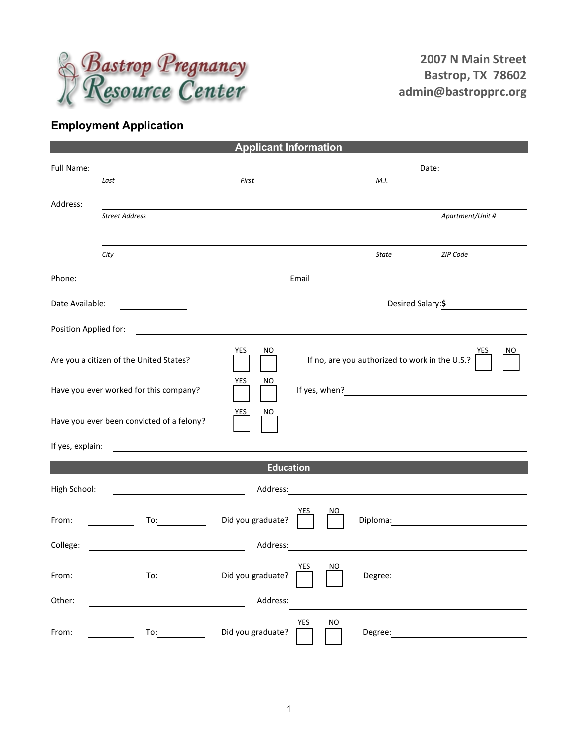**Bastrop Pregnancy Resource Center**

**2007 N Main Street**
**Bastrop, TX 78602**
**admin@bastropprc.org**

## Employment Application

### Applicant Information

Full Name: ______________________________________________ Date: ______________
*Last* *First* *M.I.*

Address: ______________________________________________________________
*Street Address* *Apartment/Unit #*

______________________________________________________________
*City* *State* *ZIP Code*

Phone: ______________________ Email ______________________

Date Available: __________ Desired Salary:**$** __________

Position Applied for: ______________________________________________

Are you a citizen of the United States? YES ☐ NO ☐ If no, are you authorized to work in the U.S.? YES ☐ NO ☐

Have you ever worked for this company? YES ☐ NO ☐ If yes, when? ______________________

Have you ever been convicted of a felony? YES ☐ NO ☐

If yes, explain: ______________________________________________

### Education

High School: ______________________ Address: ______________________

From: __________ To: __________ Did you graduate? YES ☐ NO ☐ Diploma: ______________________

College: ______________________ Address: ______________________

From: __________ To: __________ Did you graduate? YES ☐ NO ☐ Degree: ______________________

Other: ______________________ Address: ______________________

From: __________ To: __________ Did you graduate? YES ☐ NO ☐ Degree: ______________________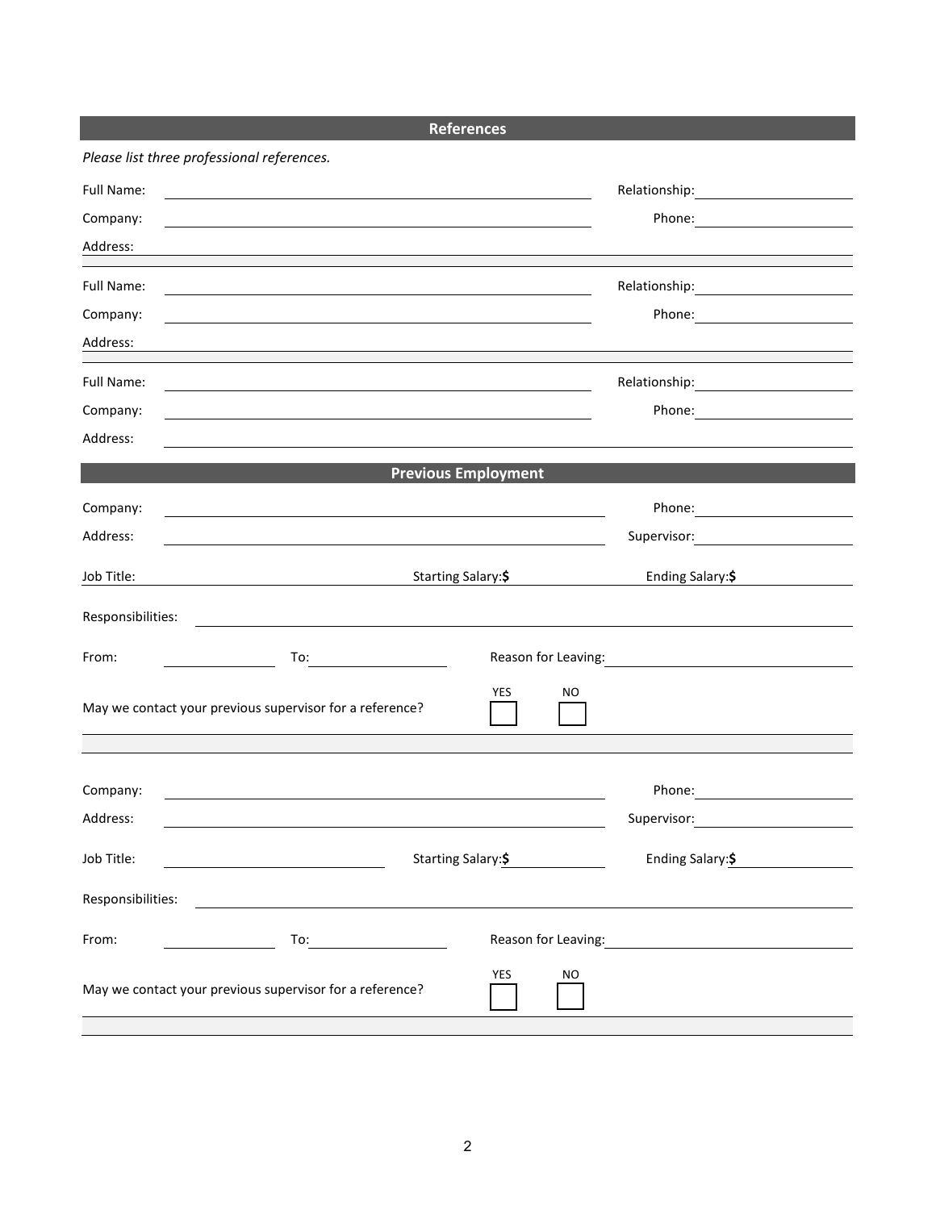## References

*Please list three professional references.*

Full Name: ______________________________ Relationship: ______________

Company: ______________________________ Phone: ______________

Address: ______________________________

Full Name: ______________________________ Relationship: ______________

Company: ______________________________ Phone: ______________

Address: ______________________________

Full Name: ______________________________ Relationship: ______________

Company: ______________________________ Phone: ______________

Address: ______________________________

## Previous Employment

Company: ______________________________ Phone: ______________

Address: ______________________________ Supervisor: ______________

Job Title: ______________ Starting Salary:**$** ______________ Ending Salary:**$** ______________

Responsibilities: ______________________________

From: ______________ To: ______________ Reason for Leaving: ______________

May we contact your previous supervisor for a reference? YES ☐ NO ☐

Company: ______________________________ Phone: ______________

Address: ______________________________ Supervisor: ______________

Job Title: ______________ Starting Salary:**$** ______________ Ending Salary:**$** ______________

Responsibilities: ______________________________

From: ______________ To: ______________ Reason for Leaving: ______________

May we contact your previous supervisor for a reference? YES ☐ NO ☐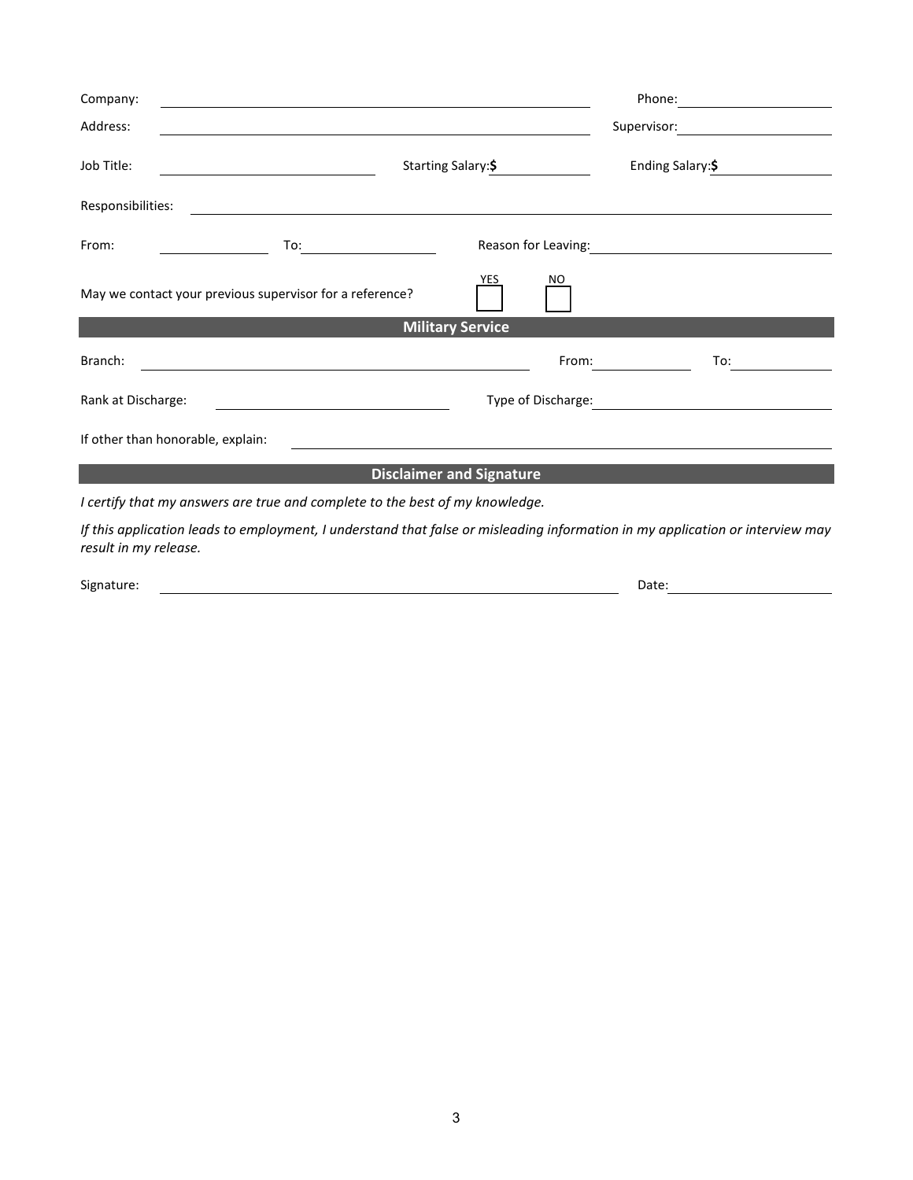Company: ______________________________ Phone: ______________

Address: ______________________________ Supervisor: ______________

Job Title: ______________ Starting Salary:**$** ______________ Ending Salary:**$** ______________

Responsibilities: ______________________________

From: ______________ To: ______________ Reason for Leaving: ______________

May we contact your previous supervisor for a reference? YES ☐ NO ☐

## Military Service

Branch: ______________________________ From: ______________ To: ______________

Rank at Discharge: ______________ Type of Discharge: ______________

If other than honorable, explain: ______________________________

## Disclaimer and Signature

*I certify that my answers are true and complete to the best of my knowledge.*

*If this application leads to employment, I understand that false or misleading information in my application or interview may result in my release.*

Signature: ______________________________ Date: ______________